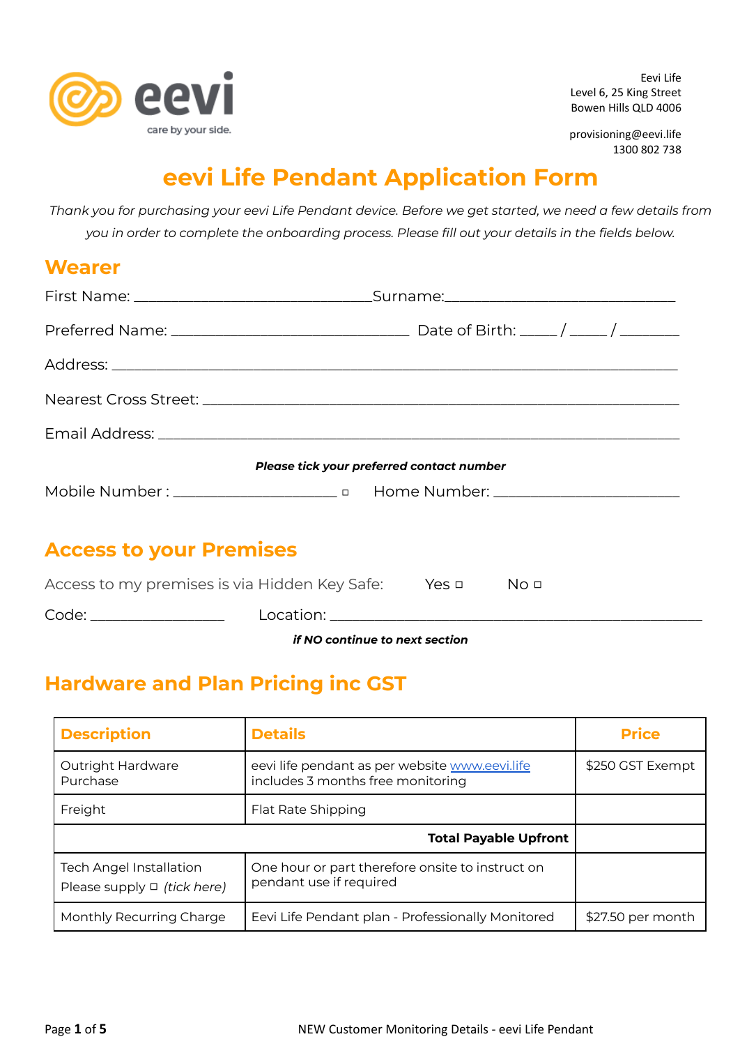eevi

care by your side.

Eevi Life
Level 6, 25 King Street
Bowen Hills QLD 4006

provisioning@eevi.life
1300 802 738

# eevi Life Pendant Application Form

*Thank you for purchasing your eevi Life Pendant device. Before we get started, we need a few details from you in order to complete the onboarding process. Please fill out your details in the fields below.*

## Wearer

First Name: ______________________________ Surname: ______________________________

Preferred Name: ______________________________ Date of Birth: _____ / _____ / ________

Address: ________________________________________________________________________

Nearest Cross Street: ______________________________________________________________

Email Address: ____________________________________________________________________

***Please tick your preferred contact number***

Mobile Number : _____________________ ☐ Home Number: ________________________

## Access to your Premises

Access to my premises is via Hidden Key Safe: Yes ☐ No ☐

Code: _________________ Location: _____________________________________________

***if NO continue to next section***

## Hardware and Plan Pricing inc GST

| Description | Details | Price |
| --- | --- | --- |
| Outright Hardware Purchase | eevi life pendant as per website www.eevi.life includes 3 months free monitoring | $250 GST Exempt |
| Freight | Flat Rate Shipping | |
| | **Total Payable Upfront** | |
| Tech Angel Installation Please supply ☐ *(tick here)* | One hour or part therefore onsite to instruct on pendant use if required | |
| Monthly Recurring Charge | Eevi Life Pendant plan - Professionally Monitored | $27.50 per month |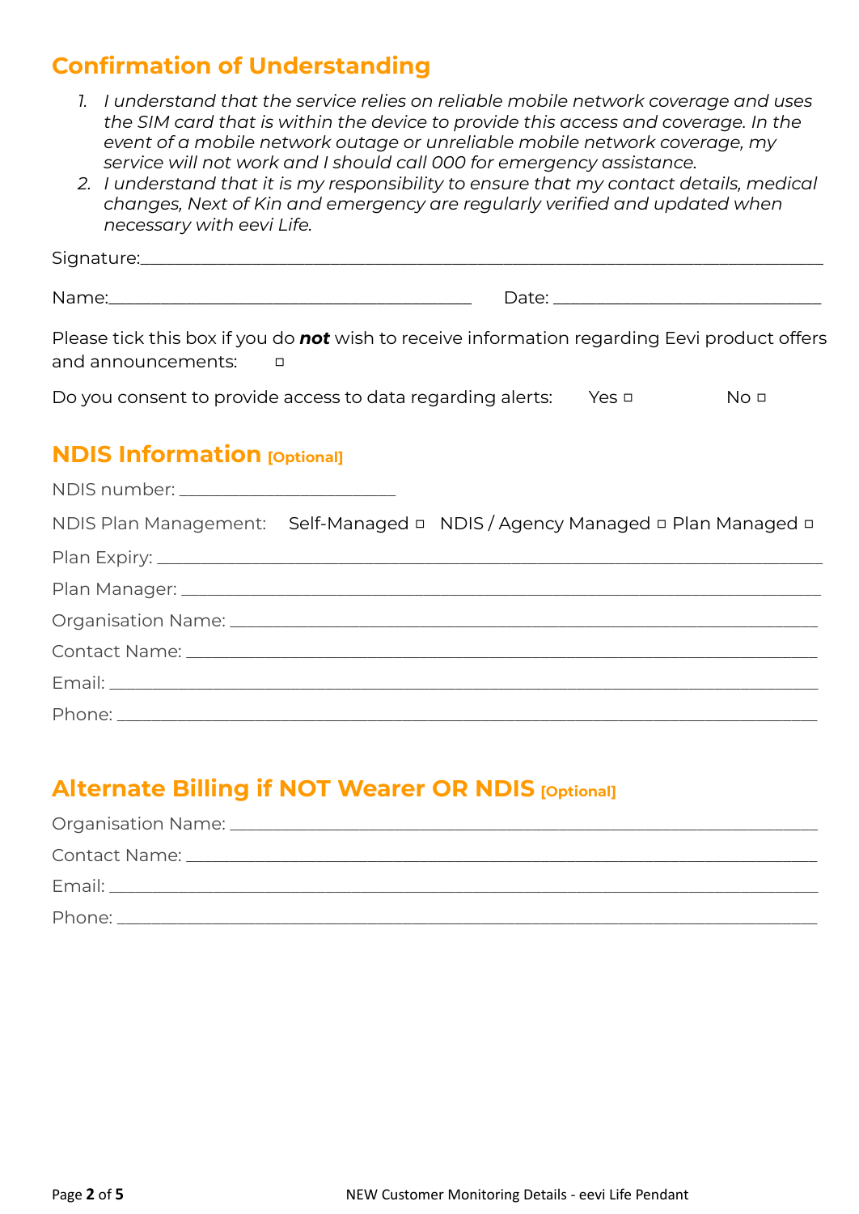## Confirmation of Understanding

1. *I understand that the service relies on reliable mobile network coverage and uses the SIM card that is within the device to provide this access and coverage. In the event of a mobile network outage or unreliable mobile network coverage, my service will not work and I should call 000 for emergency assistance.*
2. *I understand that it is my responsibility to ensure that my contact details, medical changes, Next of Kin and emergency are regularly verified and updated when necessary with eevi Life.*

Signature:___________________________________________________________________________

Name:________________________________________ Date: ______________________________

Please tick this box if you do ***not*** wish to receive information regarding Eevi product offers and announcements: ☐

Do you consent to provide access to data regarding alerts: Yes ☐ No ☐

## NDIS Information [Optional]

NDIS number: _______________________

NDIS Plan Management: Self-Managed ☐ NDIS / Agency Managed ☐ Plan Managed ☐

Plan Expiry: _______________________________________________________________________

Plan Manager: _____________________________________________________________________

Organisation Name: _________________________________________________________________

Contact Name: _____________________________________________________________________

Email: ____________________________________________________________________________

Phone: ___________________________________________________________________________

## Alternate Billing if NOT Wearer OR NDIS [Optional]

Organisation Name: _________________________________________________________________

Contact Name: _____________________________________________________________________

Email: ____________________________________________________________________________

Phone: ___________________________________________________________________________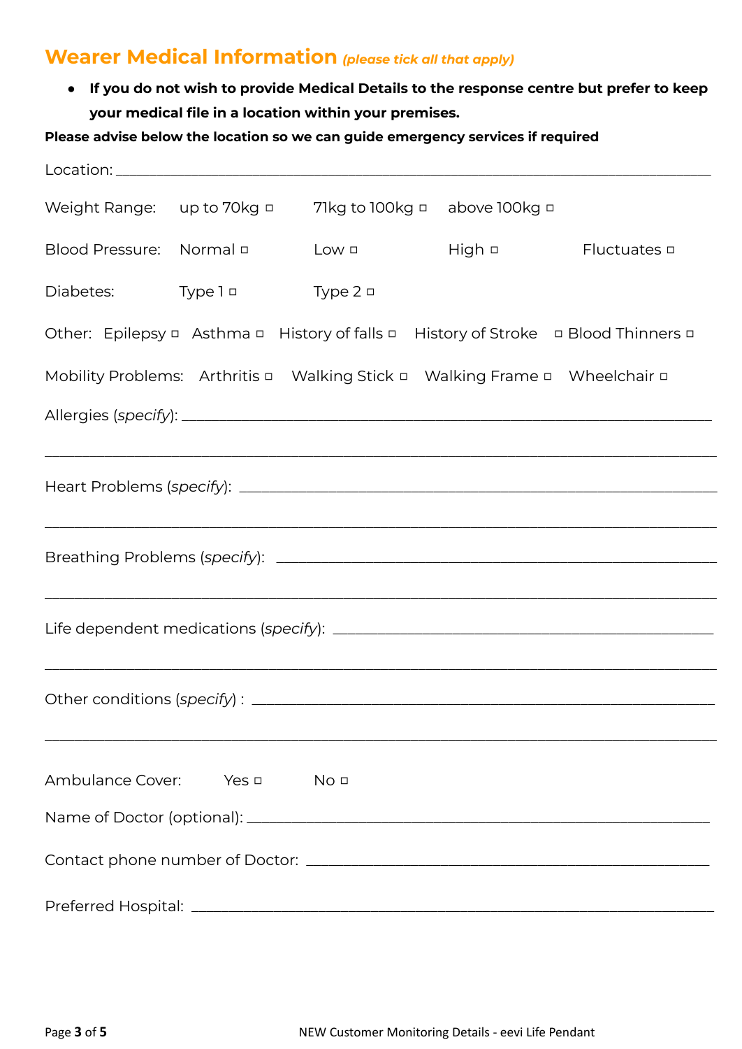## Wearer Medical Information *(please tick all that apply)*

- **If you do not wish to provide Medical Details to the response centre but prefer to keep your medical file in a location within your premises.**

**Please advise below the location so we can guide emergency services if required**

Location: ______________________________________________________________________

Weight Range: up to 70kg ☐ 71kg to 100kg ☐ above 100kg ☐

Blood Pressure: Normal ☐ Low ☐ High ☐ Fluctuates ☐

Diabetes: Type 1 ☐ Type 2 ☐

Other: Epilepsy ☐ Asthma ☐ History of falls ☐ History of Stroke ☐ Blood Thinners ☐

Mobility Problems: Arthritis ☐ Walking Stick ☐ Walking Frame ☐ Wheelchair ☐

Allergies (*specify*): ______________________________________________________________

______________________________________________________________________________

Heart Problems (*specify*): __________________________________________________________

______________________________________________________________________________

Breathing Problems (*specify*): ______________________________________________________

______________________________________________________________________________

Life dependent medications (*specify*): _______________________________________________

______________________________________________________________________________

Other conditions (*specify*) : _________________________________________________________

______________________________________________________________________________

Ambulance Cover: Yes ☐ No ☐

Name of Doctor (optional): __________________________________________________________

Contact phone number of Doctor: ___________________________________________________

Preferred Hospital: _________________________________________________________________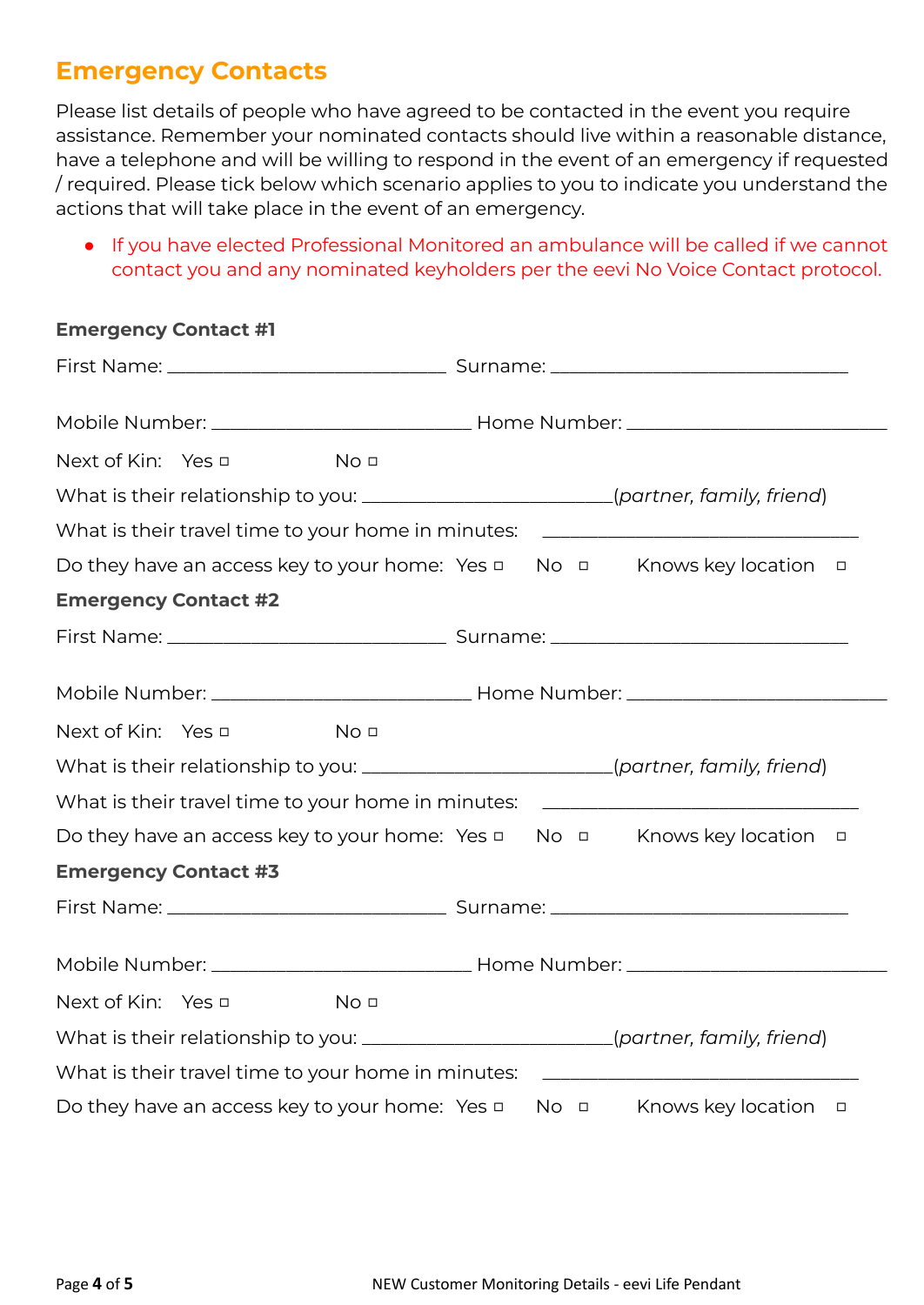## Emergency Contacts

Please list details of people who have agreed to be contacted in the event you require assistance. Remember your nominated contacts should live within a reasonable distance, have a telephone and will be willing to respond in the event of an emergency if requested / required. Please tick below which scenario applies to you to indicate you understand the actions that will take place in the event of an emergency.

- If you have elected Professional Monitored an ambulance will be called if we cannot contact you and any nominated keyholders per the eevi No Voice Contact protocol.

### Emergency Contact #1

First Name: ____________________________ Surname: ______________________________

Mobile Number: __________________________ Home Number: __________________________

Next of Kin: Yes ☐ No ☐

What is their relationship to you: _________________________(*partner, family, friend*)

What is their travel time to your home in minutes: ________________________________

Do they have an access key to your home: Yes ☐ No ☐ Knows key location ☐

### Emergency Contact #2

First Name: ____________________________ Surname: ______________________________

Mobile Number: __________________________ Home Number: __________________________

Next of Kin: Yes ☐ No ☐

What is their relationship to you: _________________________(*partner, family, friend*)

What is their travel time to your home in minutes: ________________________________

Do they have an access key to your home: Yes ☐ No ☐ Knows key location ☐

### Emergency Contact #3

First Name: ____________________________ Surname: ______________________________

Mobile Number: __________________________ Home Number: __________________________

Next of Kin: Yes ☐ No ☐

What is their relationship to you: _________________________(*partner, family, friend*)

What is their travel time to your home in minutes: ________________________________

Do they have an access key to your home: Yes ☐ No ☐ Knows key location ☐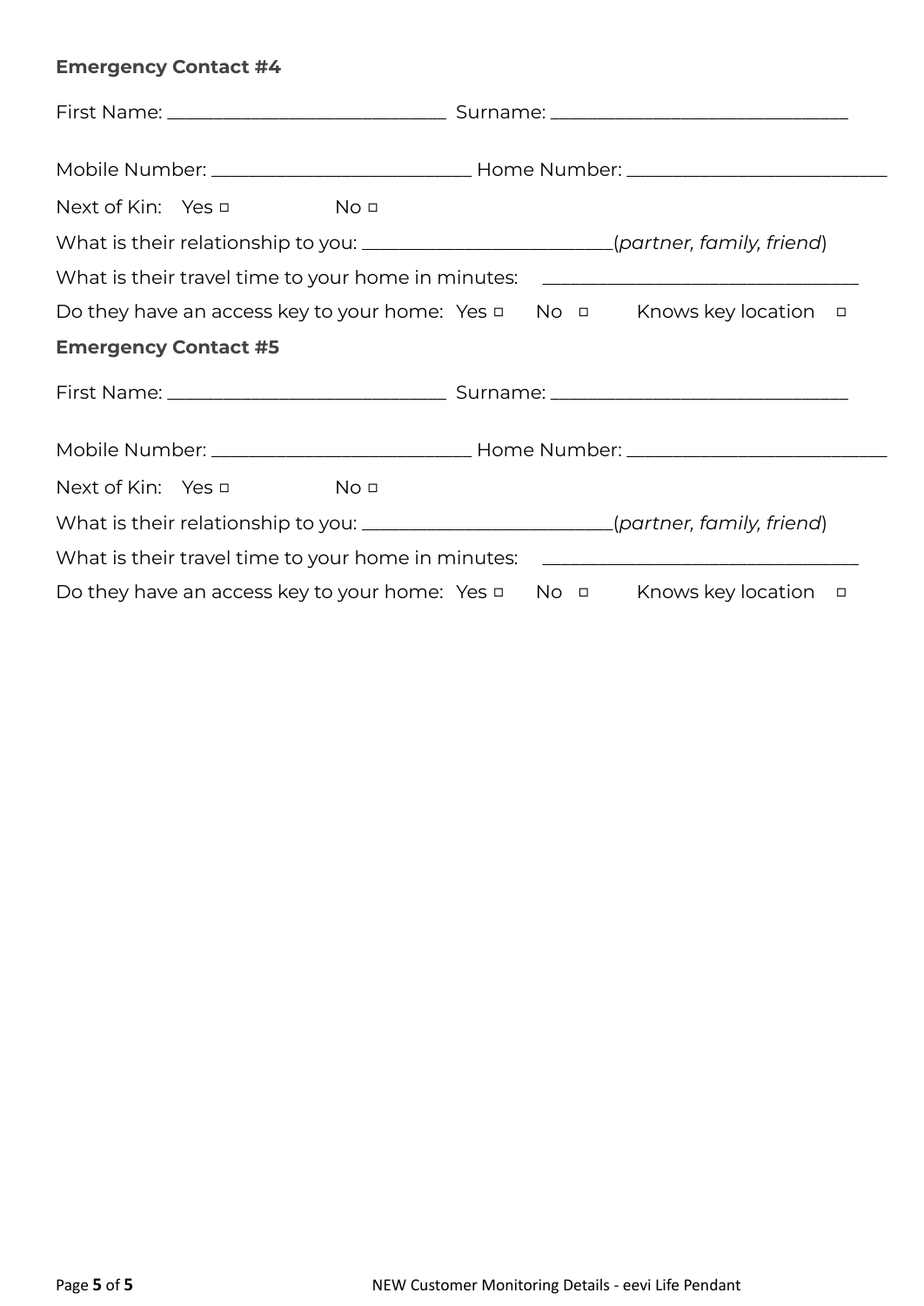**Emergency Contact #4**

First Name: ____________________________ Surname: ______________________________

Mobile Number: __________________________ Home Number: __________________________

Next of Kin: Yes ◻ No ◻

What is their relationship to you: _________________________(*partner, family, friend*)

What is their travel time to your home in minutes: ______________________________

Do they have an access key to your home: Yes ◻ No ◻ Knows key location ◻

**Emergency Contact #5**

First Name: ____________________________ Surname: ______________________________

Mobile Number: __________________________ Home Number: __________________________

Next of Kin: Yes ◻ No ◻

What is their relationship to you: _________________________(*partner, family, friend*)

What is their travel time to your home in minutes: ______________________________

Do they have an access key to your home: Yes ◻ No ◻ Knows key location ◻